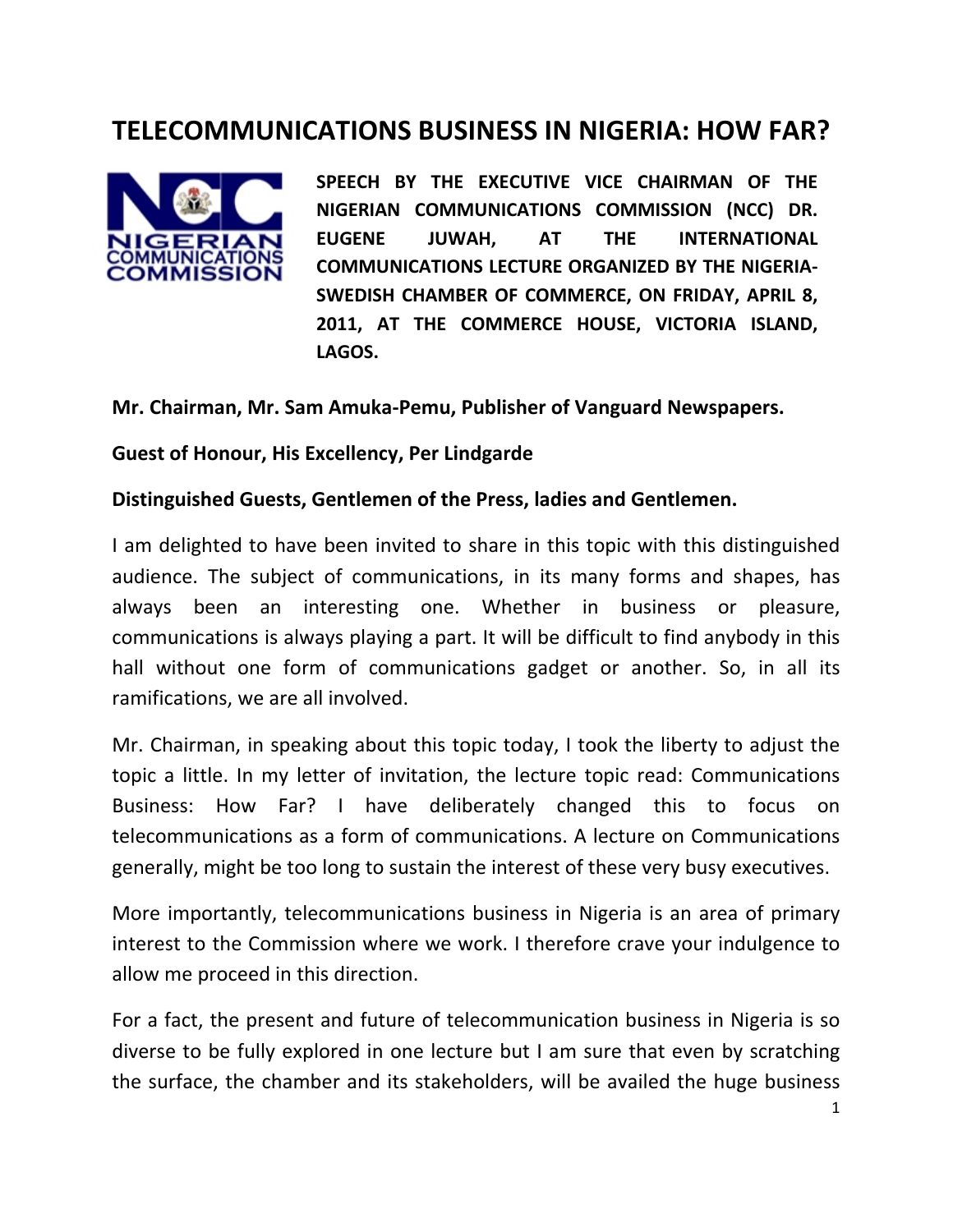# TELECOMMUNICATIONS BUSINESS IN NIGERIA: HOW FAR?

**SPEECH BY THE EXECUTIVE VICE CHAIRMAN OF THE NIGERIAN COMMUNICATIONS COMMISSION (NCC) DR. EUGENE JUWAH, AT THE INTERNATIONAL COMMUNICATIONS LECTURE ORGANIZED BY THE NIGERIA-SWEDISH CHAMBER OF COMMERCE, ON FRIDAY, APRIL 8, 2011, AT THE COMMERCE HOUSE, VICTORIA ISLAND, LAGOS.**

**Mr. Chairman, Mr. Sam Amuka-Pemu, Publisher of Vanguard Newspapers.**

**Guest of Honour, His Excellency, Per Lindgarde**

**Distinguished Guests, Gentlemen of the Press, ladies and Gentlemen.**

I am delighted to have been invited to share in this topic with this distinguished audience. The subject of communications, in its many forms and shapes, has always been an interesting one. Whether in business or pleasure, communications is always playing a part. It will be difficult to find anybody in this hall without one form of communications gadget or another. So, in all its ramifications, we are all involved.

Mr. Chairman, in speaking about this topic today, I took the liberty to adjust the topic a little. In my letter of invitation, the lecture topic read: Communications Business: How Far? I have deliberately changed this to focus on telecommunications as a form of communications. A lecture on Communications generally, might be too long to sustain the interest of these very busy executives.

More importantly, telecommunications business in Nigeria is an area of primary interest to the Commission where we work. I therefore crave your indulgence to allow me proceed in this direction.

For a fact, the present and future of telecommunication business in Nigeria is so diverse to be fully explored in one lecture but I am sure that even by scratching the surface, the chamber and its stakeholders, will be availed the huge business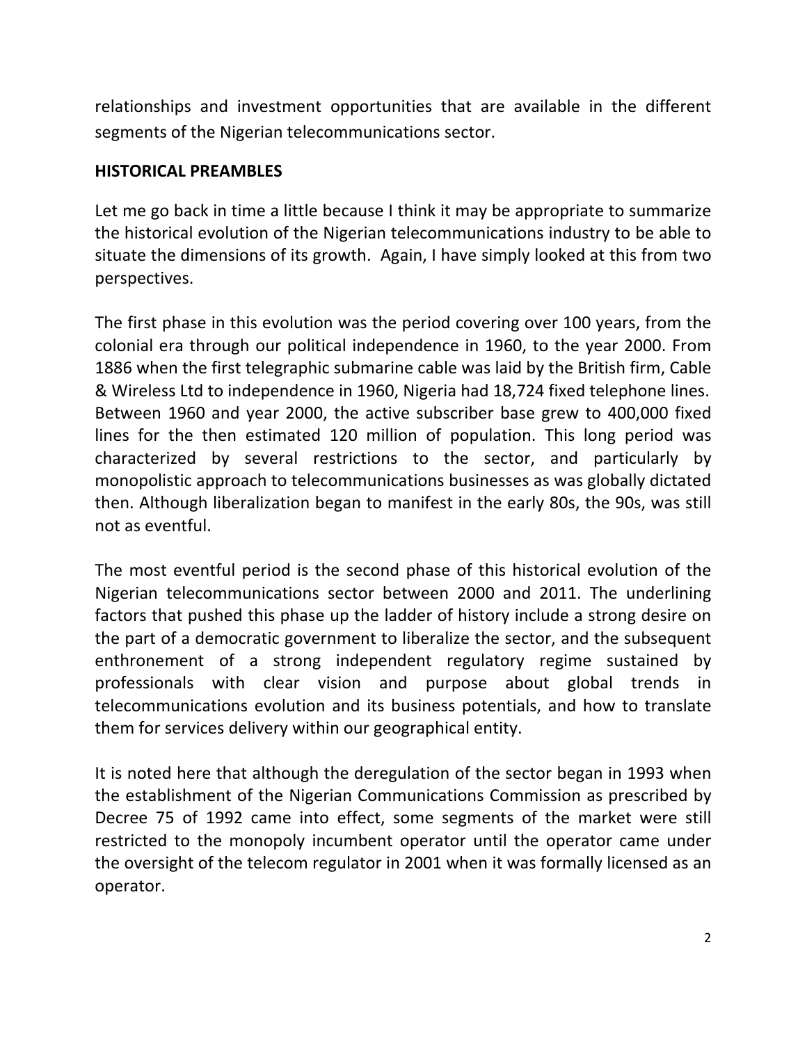relationships and investment opportunities that are available in the different segments of the Nigerian telecommunications sector.

## HISTORICAL PREAMBLES

Let me go back in time a little because I think it may be appropriate to summarize the historical evolution of the Nigerian telecommunications industry to be able to situate the dimensions of its growth. Again, I have simply looked at this from two perspectives.

The first phase in this evolution was the period covering over 100 years, from the colonial era through our political independence in 1960, to the year 2000. From 1886 when the first telegraphic submarine cable was laid by the British firm, Cable & Wireless Ltd to independence in 1960, Nigeria had 18,724 fixed telephone lines. Between 1960 and year 2000, the active subscriber base grew to 400,000 fixed lines for the then estimated 120 million of population. This long period was characterized by several restrictions to the sector, and particularly by monopolistic approach to telecommunications businesses as was globally dictated then. Although liberalization began to manifest in the early 80s, the 90s, was still not as eventful.

The most eventful period is the second phase of this historical evolution of the Nigerian telecommunications sector between 2000 and 2011. The underlining factors that pushed this phase up the ladder of history include a strong desire on the part of a democratic government to liberalize the sector, and the subsequent enthronement of a strong independent regulatory regime sustained by professionals with clear vision and purpose about global trends in telecommunications evolution and its business potentials, and how to translate them for services delivery within our geographical entity.

It is noted here that although the deregulation of the sector began in 1993 when the establishment of the Nigerian Communications Commission as prescribed by Decree 75 of 1992 came into effect, some segments of the market were still restricted to the monopoly incumbent operator until the operator came under the oversight of the telecom regulator in 2001 when it was formally licensed as an operator.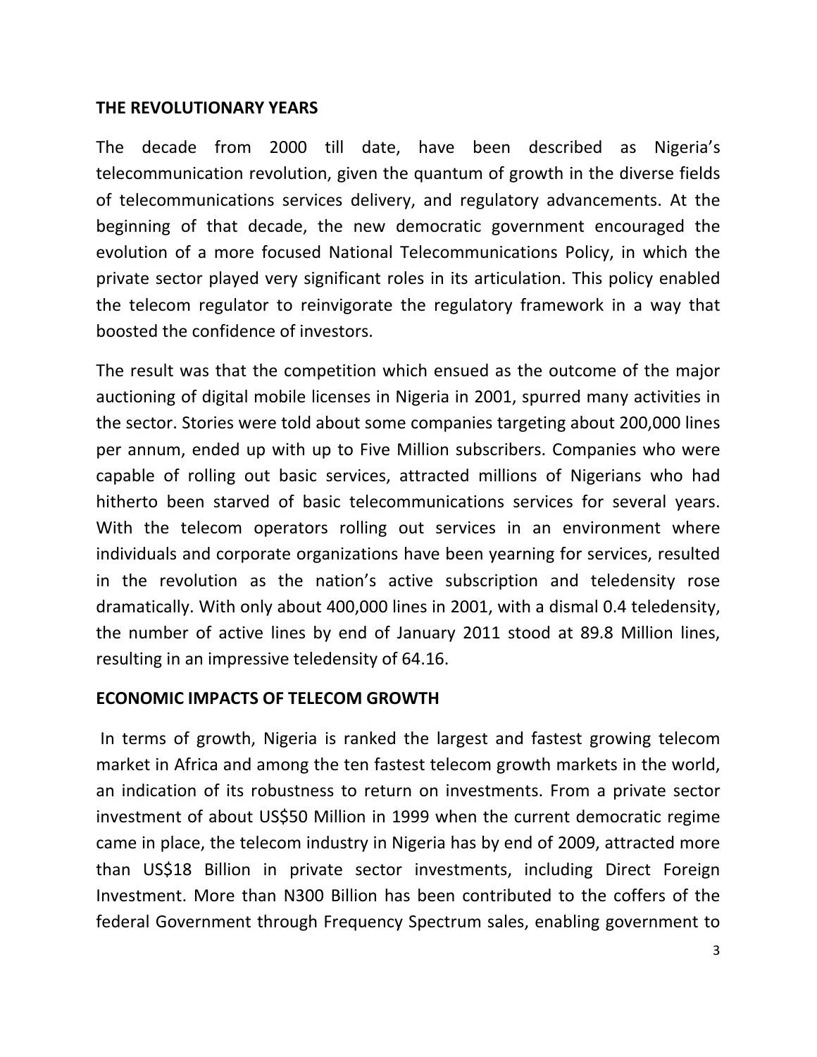## THE REVOLUTIONARY YEARS

The decade from 2000 till date, have been described as Nigeria's telecommunication revolution, given the quantum of growth in the diverse fields of telecommunications services delivery, and regulatory advancements. At the beginning of that decade, the new democratic government encouraged the evolution of a more focused National Telecommunications Policy, in which the private sector played very significant roles in its articulation. This policy enabled the telecom regulator to reinvigorate the regulatory framework in a way that boosted the confidence of investors.

The result was that the competition which ensued as the outcome of the major auctioning of digital mobile licenses in Nigeria in 2001, spurred many activities in the sector. Stories were told about some companies targeting about 200,000 lines per annum, ended up with up to Five Million subscribers. Companies who were capable of rolling out basic services, attracted millions of Nigerians who had hitherto been starved of basic telecommunications services for several years. With the telecom operators rolling out services in an environment where individuals and corporate organizations have been yearning for services, resulted in the revolution as the nation's active subscription and teledensity rose dramatically. With only about 400,000 lines in 2001, with a dismal 0.4 teledensity, the number of active lines by end of January 2011 stood at 89.8 Million lines, resulting in an impressive teledensity of 64.16.

## ECONOMIC IMPACTS OF TELECOM GROWTH

In terms of growth, Nigeria is ranked the largest and fastest growing telecom market in Africa and among the ten fastest telecom growth markets in the world, an indication of its robustness to return on investments. From a private sector investment of about US$50 Million in 1999 when the current democratic regime came in place, the telecom industry in Nigeria has by end of 2009, attracted more than US$18 Billion in private sector investments, including Direct Foreign Investment. More than N300 Billion has been contributed to the coffers of the federal Government through Frequency Spectrum sales, enabling government to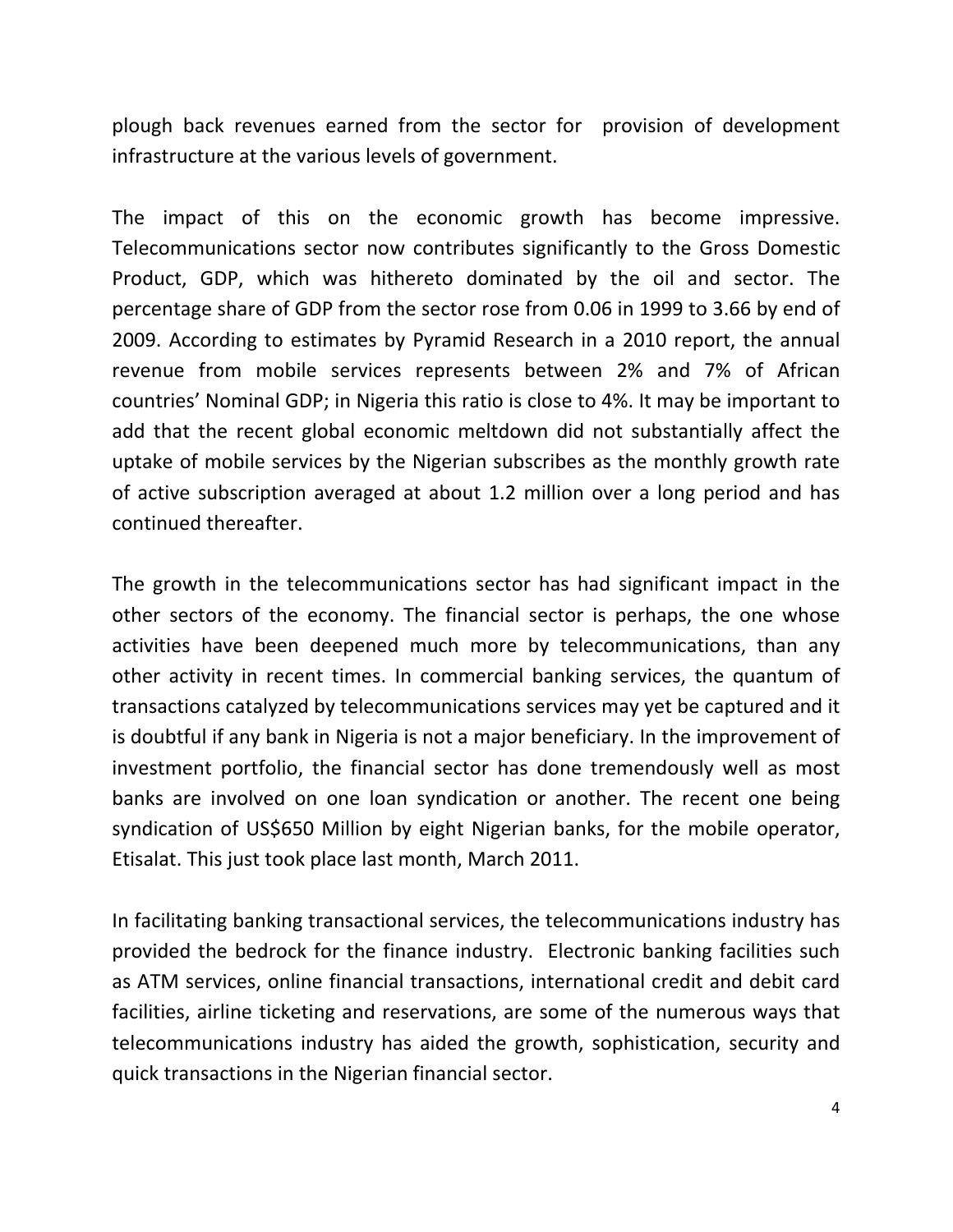plough back revenues earned from the sector for provision of development infrastructure at the various levels of government.

The impact of this on the economic growth has become impressive. Telecommunications sector now contributes significantly to the Gross Domestic Product, GDP, which was hithereto dominated by the oil and sector. The percentage share of GDP from the sector rose from 0.06 in 1999 to 3.66 by end of 2009. According to estimates by Pyramid Research in a 2010 report, the annual revenue from mobile services represents between 2% and 7% of African countries' Nominal GDP; in Nigeria this ratio is close to 4%. It may be important to add that the recent global economic meltdown did not substantially affect the uptake of mobile services by the Nigerian subscribes as the monthly growth rate of active subscription averaged at about 1.2 million over a long period and has continued thereafter.

The growth in the telecommunications sector has had significant impact in the other sectors of the economy. The financial sector is perhaps, the one whose activities have been deepened much more by telecommunications, than any other activity in recent times. In commercial banking services, the quantum of transactions catalyzed by telecommunications services may yet be captured and it is doubtful if any bank in Nigeria is not a major beneficiary. In the improvement of investment portfolio, the financial sector has done tremendously well as most banks are involved on one loan syndication or another. The recent one being syndication of US$650 Million by eight Nigerian banks, for the mobile operator, Etisalat. This just took place last month, March 2011.

In facilitating banking transactional services, the telecommunications industry has provided the bedrock for the finance industry. Electronic banking facilities such as ATM services, online financial transactions, international credit and debit card facilities, airline ticketing and reservations, are some of the numerous ways that telecommunications industry has aided the growth, sophistication, security and quick transactions in the Nigerian financial sector.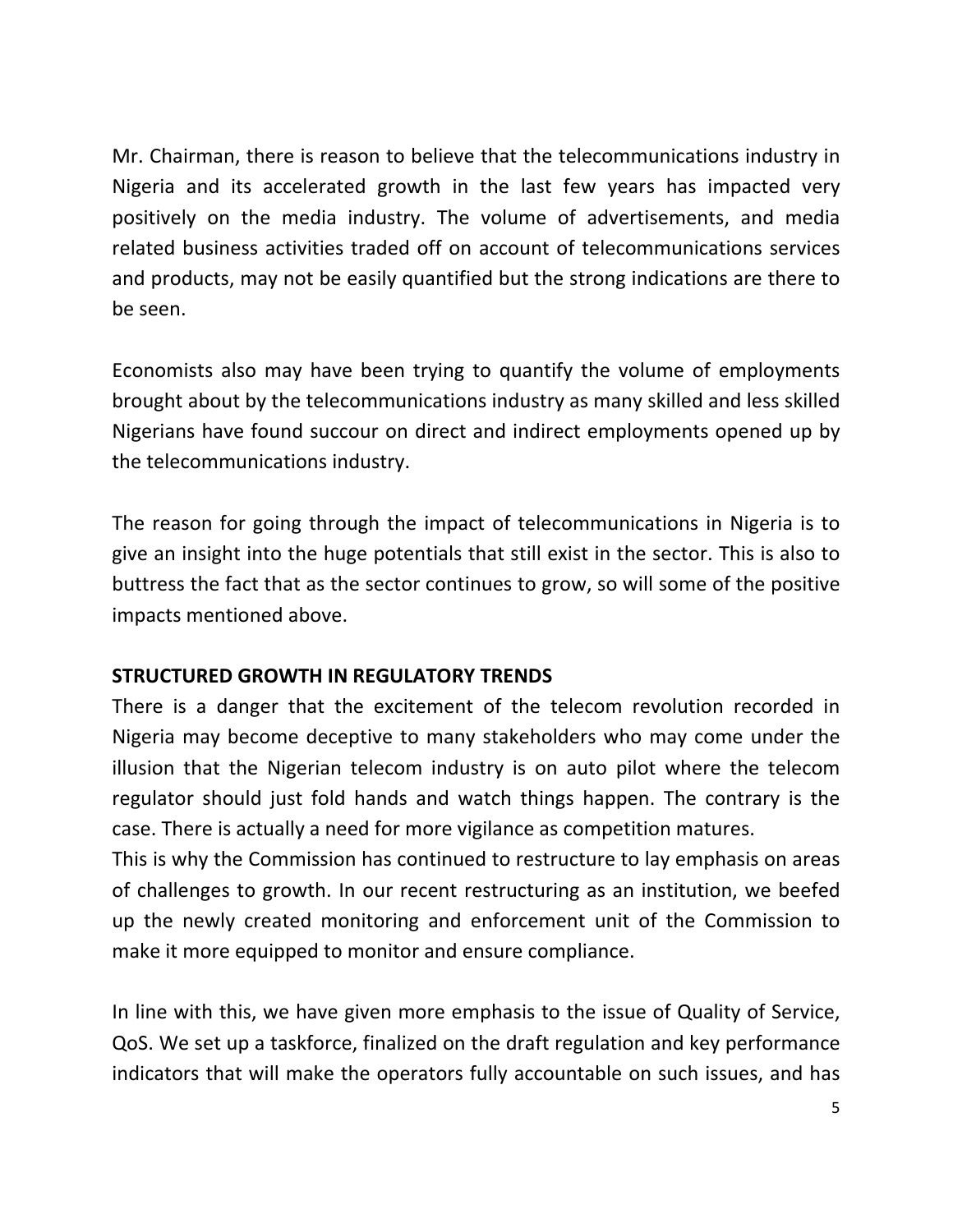Mr. Chairman, there is reason to believe that the telecommunications industry in Nigeria and its accelerated growth in the last few years has impacted very positively on the media industry. The volume of advertisements, and media related business activities traded off on account of telecommunications services and products, may not be easily quantified but the strong indications are there to be seen.

Economists also may have been trying to quantify the volume of employments brought about by the telecommunications industry as many skilled and less skilled Nigerians have found succour on direct and indirect employments opened up by the telecommunications industry.

The reason for going through the impact of telecommunications in Nigeria is to give an insight into the huge potentials that still exist in the sector. This is also to buttress the fact that as the sector continues to grow, so will some of the positive impacts mentioned above.

**STRUCTURED GROWTH IN REGULATORY TRENDS**

There is a danger that the excitement of the telecom revolution recorded in Nigeria may become deceptive to many stakeholders who may come under the illusion that the Nigerian telecom industry is on auto pilot where the telecom regulator should just fold hands and watch things happen. The contrary is the case. There is actually a need for more vigilance as competition matures.

This is why the Commission has continued to restructure to lay emphasis on areas of challenges to growth. In our recent restructuring as an institution, we beefed up the newly created monitoring and enforcement unit of the Commission to make it more equipped to monitor and ensure compliance.

In line with this, we have given more emphasis to the issue of Quality of Service, QoS. We set up a taskforce, finalized on the draft regulation and key performance indicators that will make the operators fully accountable on such issues, and has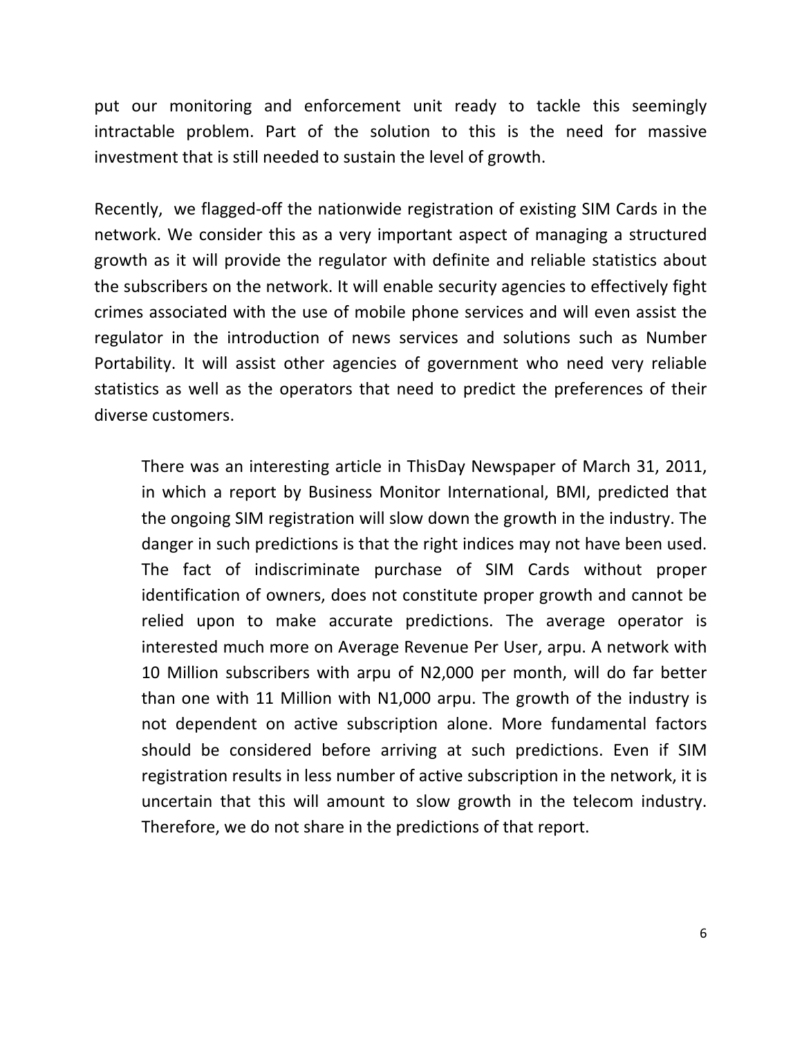put our monitoring and enforcement unit ready to tackle this seemingly intractable problem. Part of the solution to this is the need for massive investment that is still needed to sustain the level of growth.

Recently, we flagged-off the nationwide registration of existing SIM Cards in the network. We consider this as a very important aspect of managing a structured growth as it will provide the regulator with definite and reliable statistics about the subscribers on the network. It will enable security agencies to effectively fight crimes associated with the use of mobile phone services and will even assist the regulator in the introduction of news services and solutions such as Number Portability. It will assist other agencies of government who need very reliable statistics as well as the operators that need to predict the preferences of their diverse customers.

> There was an interesting article in ThisDay Newspaper of March 31, 2011, in which a report by Business Monitor International, BMI, predicted that the ongoing SIM registration will slow down the growth in the industry. The danger in such predictions is that the right indices may not have been used. The fact of indiscriminate purchase of SIM Cards without proper identification of owners, does not constitute proper growth and cannot be relied upon to make accurate predictions. The average operator is interested much more on Average Revenue Per User, arpu. A network with 10 Million subscribers with arpu of N2,000 per month, will do far better than one with 11 Million with N1,000 arpu. The growth of the industry is not dependent on active subscription alone. More fundamental factors should be considered before arriving at such predictions. Even if SIM registration results in less number of active subscription in the network, it is uncertain that this will amount to slow growth in the telecom industry. Therefore, we do not share in the predictions of that report.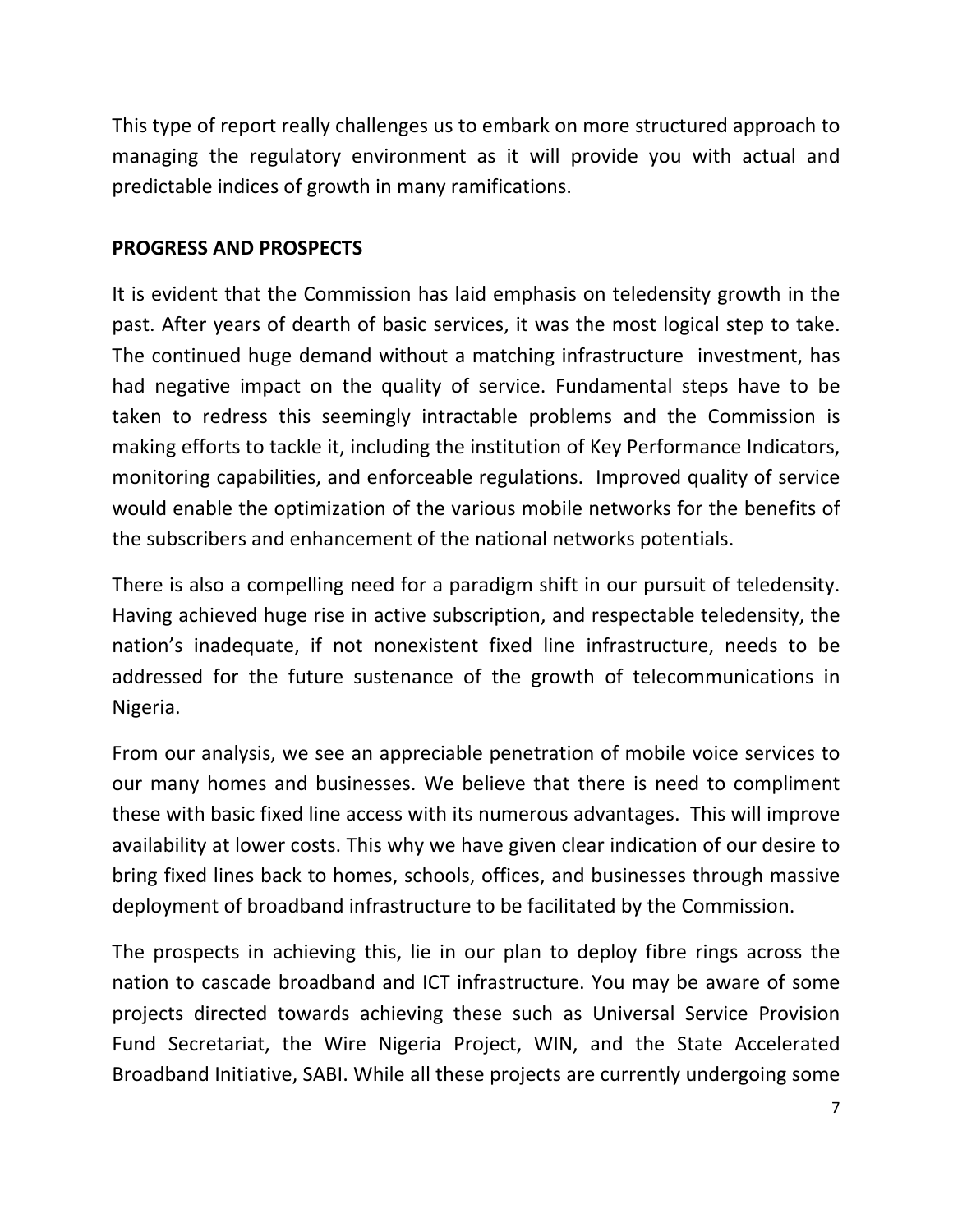This type of report really challenges us to embark on more structured approach to managing the regulatory environment as it will provide you with actual and predictable indices of growth in many ramifications.

**PROGRESS AND PROSPECTS**

It is evident that the Commission has laid emphasis on teledensity growth in the past. After years of dearth of basic services, it was the most logical step to take. The continued huge demand without a matching infrastructure investment, has had negative impact on the quality of service. Fundamental steps have to be taken to redress this seemingly intractable problems and the Commission is making efforts to tackle it, including the institution of Key Performance Indicators, monitoring capabilities, and enforceable regulations. Improved quality of service would enable the optimization of the various mobile networks for the benefits of the subscribers and enhancement of the national networks potentials.

There is also a compelling need for a paradigm shift in our pursuit of teledensity. Having achieved huge rise in active subscription, and respectable teledensity, the nation's inadequate, if not nonexistent fixed line infrastructure, needs to be addressed for the future sustenance of the growth of telecommunications in Nigeria.

From our analysis, we see an appreciable penetration of mobile voice services to our many homes and businesses. We believe that there is need to compliment these with basic fixed line access with its numerous advantages. This will improve availability at lower costs. This why we have given clear indication of our desire to bring fixed lines back to homes, schools, offices, and businesses through massive deployment of broadband infrastructure to be facilitated by the Commission.

The prospects in achieving this, lie in our plan to deploy fibre rings across the nation to cascade broadband and ICT infrastructure. You may be aware of some projects directed towards achieving these such as Universal Service Provision Fund Secretariat, the Wire Nigeria Project, WIN, and the State Accelerated Broadband Initiative, SABI. While all these projects are currently undergoing some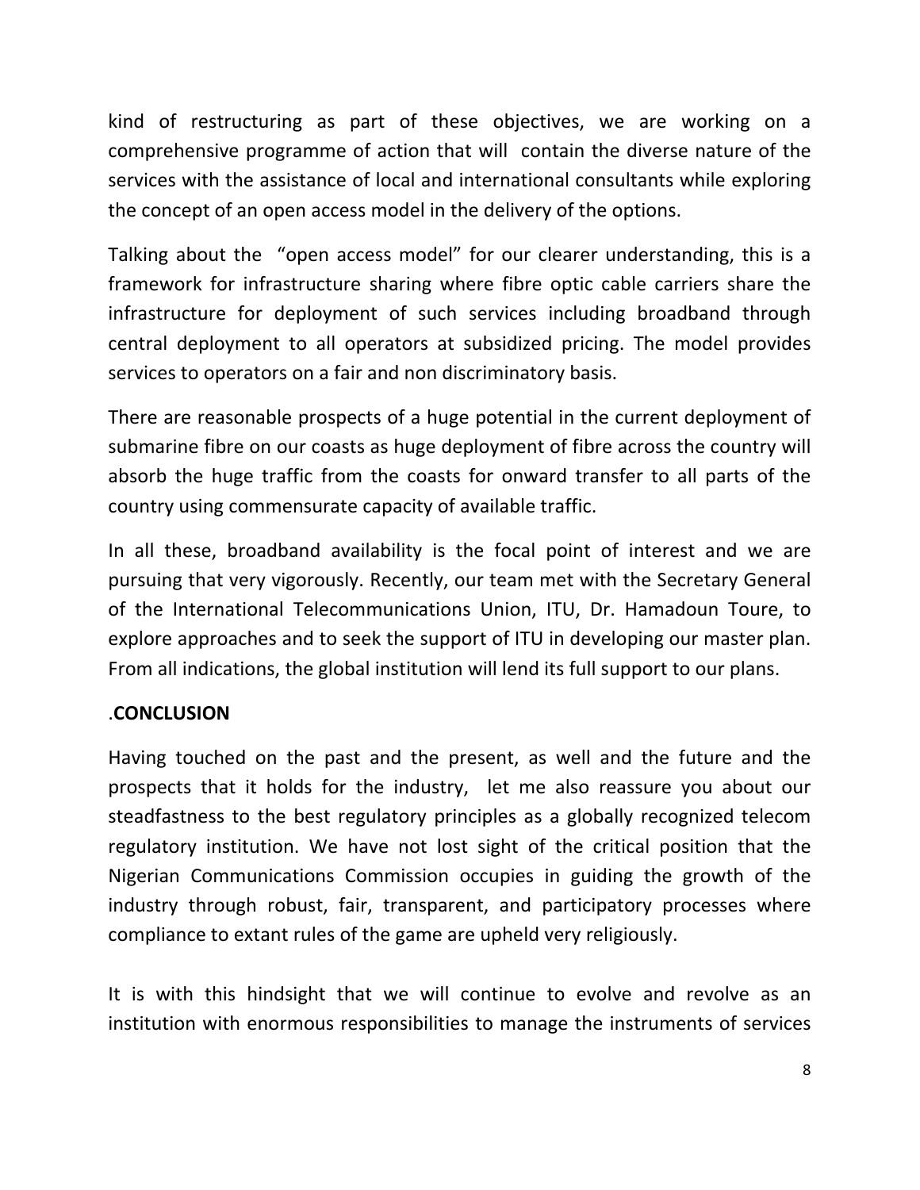kind of restructuring as part of these objectives, we are working on a comprehensive programme of action that will contain the diverse nature of the services with the assistance of local and international consultants while exploring the concept of an open access model in the delivery of the options.

Talking about the "open access model" for our clearer understanding, this is a framework for infrastructure sharing where fibre optic cable carriers share the infrastructure for deployment of such services including broadband through central deployment to all operators at subsidized pricing. The model provides services to operators on a fair and non discriminatory basis.

There are reasonable prospects of a huge potential in the current deployment of submarine fibre on our coasts as huge deployment of fibre across the country will absorb the huge traffic from the coasts for onward transfer to all parts of the country using commensurate capacity of available traffic.

In all these, broadband availability is the focal point of interest and we are pursuing that very vigorously. Recently, our team met with the Secretary General of the International Telecommunications Union, ITU, Dr. Hamadoun Toure, to explore approaches and to seek the support of ITU in developing our master plan. From all indications, the global institution will lend its full support to our plans.

## .CONCLUSION

Having touched on the past and the present, as well and the future and the prospects that it holds for the industry, let me also reassure you about our steadfastness to the best regulatory principles as a globally recognized telecom regulatory institution. We have not lost sight of the critical position that the Nigerian Communications Commission occupies in guiding the growth of the industry through robust, fair, transparent, and participatory processes where compliance to extant rules of the game are upheld very religiously.

It is with this hindsight that we will continue to evolve and revolve as an institution with enormous responsibilities to manage the instruments of services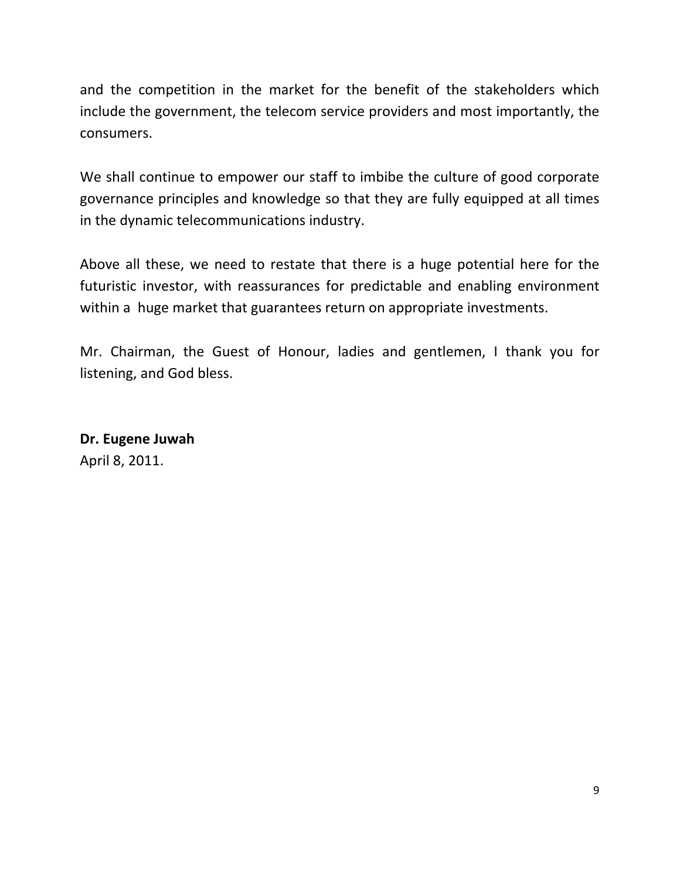and the competition in the market for the benefit of the stakeholders which include the government, the telecom service providers and most importantly, the consumers.

We shall continue to empower our staff to imbibe the culture of good corporate governance principles and knowledge so that they are fully equipped at all times in the dynamic telecommunications industry.

Above all these, we need to restate that there is a huge potential here for the futuristic investor, with reassurances for predictable and enabling environment within a huge market that guarantees return on appropriate investments.

Mr. Chairman, the Guest of Honour, ladies and gentlemen, I thank you for listening, and God bless.

**Dr. Eugene Juwah**
April 8, 2011.